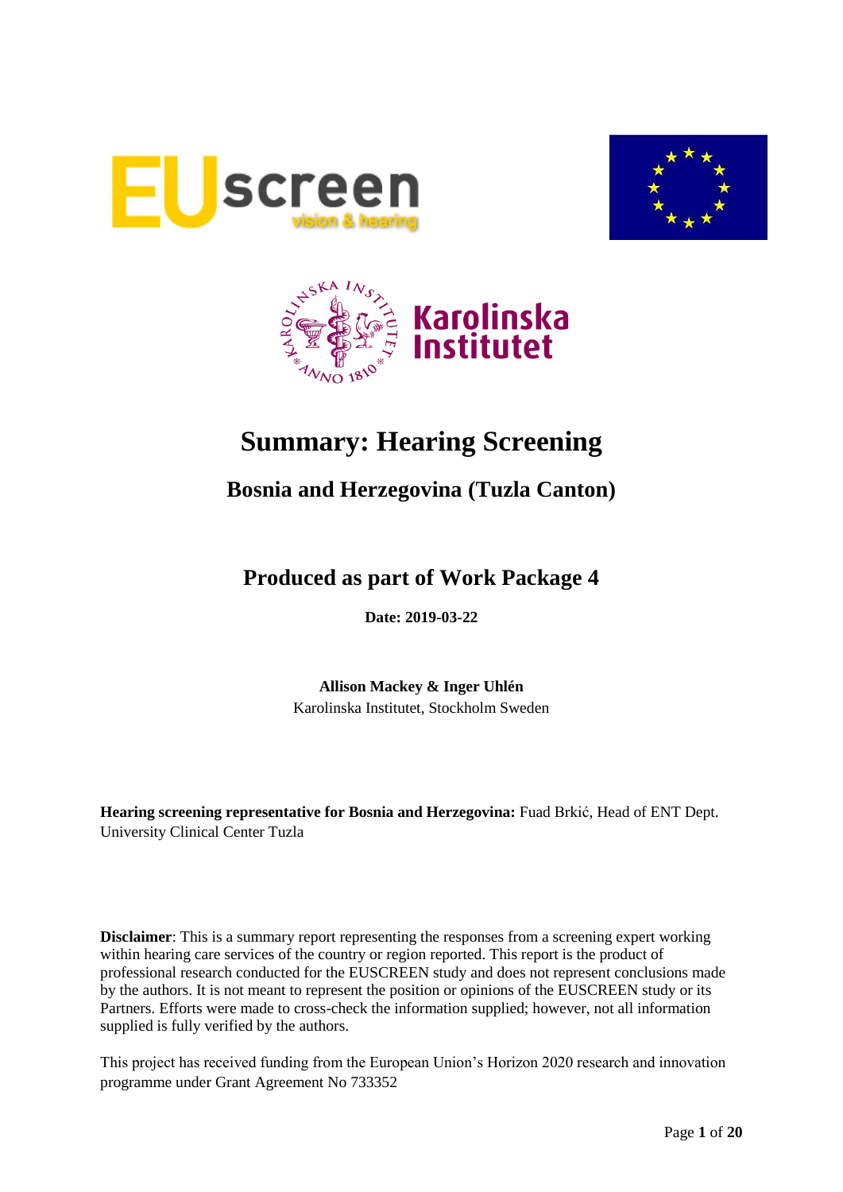# Summary: Hearing Screening

## Bosnia and Herzegovina (Tuzla Canton)

## Produced as part of Work Package 4

**Date: 2019-03-22**

**Allison Mackey & Inger Uhlén**
Karolinska Institutet, Stockholm Sweden

**Hearing screening representative for Bosnia and Herzegovina:** Fuad Brkić, Head of ENT Dept. University Clinical Center Tuzla

**Disclaimer**: This is a summary report representing the responses from a screening expert working within hearing care services of the country or region reported. This report is the product of professional research conducted for the EUSCREEN study and does not represent conclusions made by the authors. It is not meant to represent the position or opinions of the EUSCREEN study or its Partners. Efforts were made to cross-check the information supplied; however, not all information supplied is fully verified by the authors.

This project has received funding from the European Union's Horizon 2020 research and innovation programme under Grant Agreement No 733352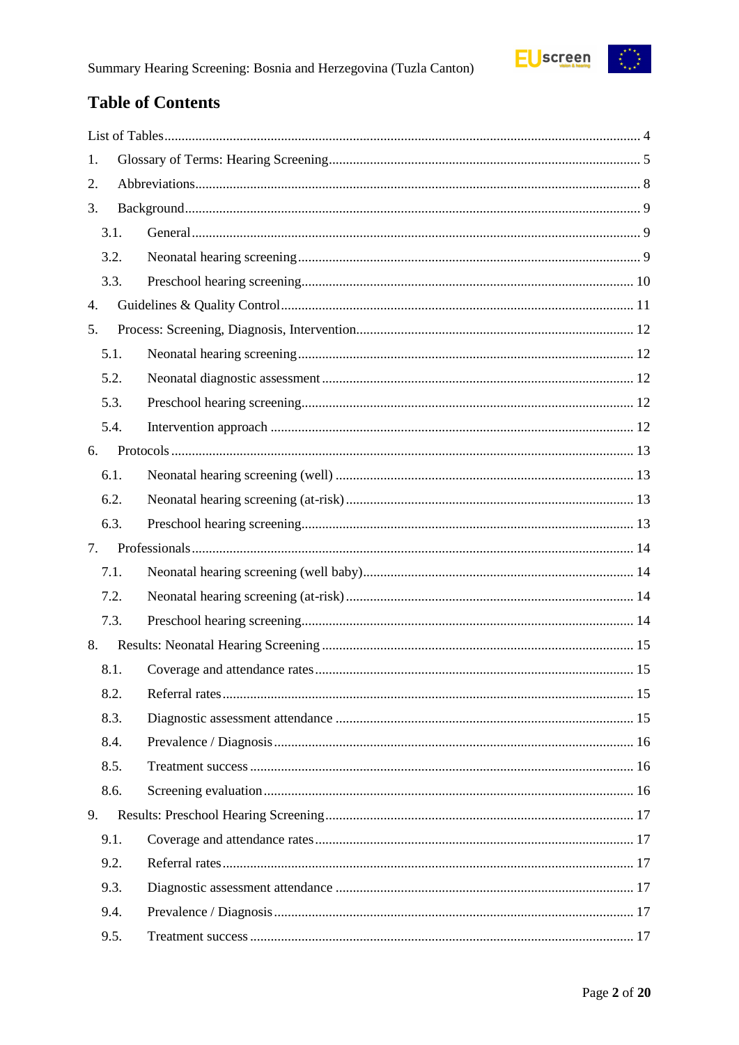## Table of Contents

List of Tables ........................................................................................................................... 4

1. Glossary of Terms: Hearing Screening .................................................................................. 5
2. Abbreviations ........................................................................................................................ 8
3. Background ........................................................................................................................... 9
   - 3.1. General ......................................................................................................................... 9
   - 3.2. Neonatal hearing screening .......................................................................................... 9
   - 3.3. Preschool hearing screening ....................................................................................... 10
4. Guidelines & Quality Control ............................................................................................... 11
5. Process: Screening, Diagnosis, Intervention ......................................................................... 12
   - 5.1. Neonatal hearing screening ........................................................................................ 12
   - 5.2. Neonatal diagnostic assessment .................................................................................. 12
   - 5.3. Preschool hearing screening ....................................................................................... 12
   - 5.4. Intervention approach ................................................................................................ 12
6. Protocols ............................................................................................................................. 13
   - 6.1. Neonatal hearing screening (well) .............................................................................. 13
   - 6.2. Neonatal hearing screening (at-risk) ........................................................................... 13
   - 6.3. Preschool hearing screening ....................................................................................... 13
7. Professionals ........................................................................................................................ 14
   - 7.1. Neonatal hearing screening (well baby) ...................................................................... 14
   - 7.2. Neonatal hearing screening (at-risk) ........................................................................... 14
   - 7.3. Preschool hearing screening ....................................................................................... 14
8. Results: Neonatal Hearing Screening .................................................................................. 15
   - 8.1. Coverage and attendance rates ................................................................................... 15
   - 8.2. Referral rates .............................................................................................................. 15
   - 8.3. Diagnostic assessment attendance .............................................................................. 15
   - 8.4. Prevalence / Diagnosis ............................................................................................... 16
   - 8.5. Treatment success ...................................................................................................... 16
   - 8.6. Screening evaluation .................................................................................................. 16
9. Results: Preschool Hearing Screening ................................................................................. 17
   - 9.1. Coverage and attendance rates ................................................................................... 17
   - 9.2. Referral rates .............................................................................................................. 17
   - 9.3. Diagnostic assessment attendance .............................................................................. 17
   - 9.4. Prevalence / Diagnosis ............................................................................................... 17
   - 9.5. Treatment success ...................................................................................................... 17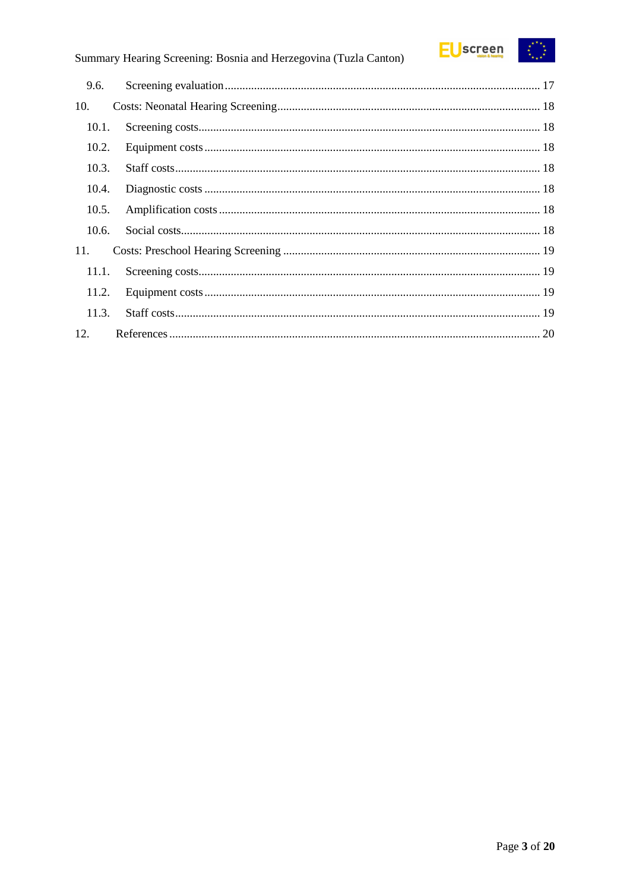9.6. Screening evaluation ........................................................................................................ 17

10. Costs: Neonatal Hearing Screening ........................................................................................ 18

10.1. Screening costs .................................................................................................................. 18

10.2. Equipment costs ................................................................................................................ 18

10.3. Staff costs .......................................................................................................................... 18

10.4. Diagnostic costs ................................................................................................................ 18

10.5. Amplification costs ........................................................................................................... 18

10.6. Social costs ........................................................................................................................ 18

11. Costs: Preschool Hearing Screening ...................................................................................... 19

11.1. Screening costs .................................................................................................................. 19

11.2. Equipment costs ................................................................................................................ 19

11.3. Staff costs .......................................................................................................................... 19

12. References ............................................................................................................................. 20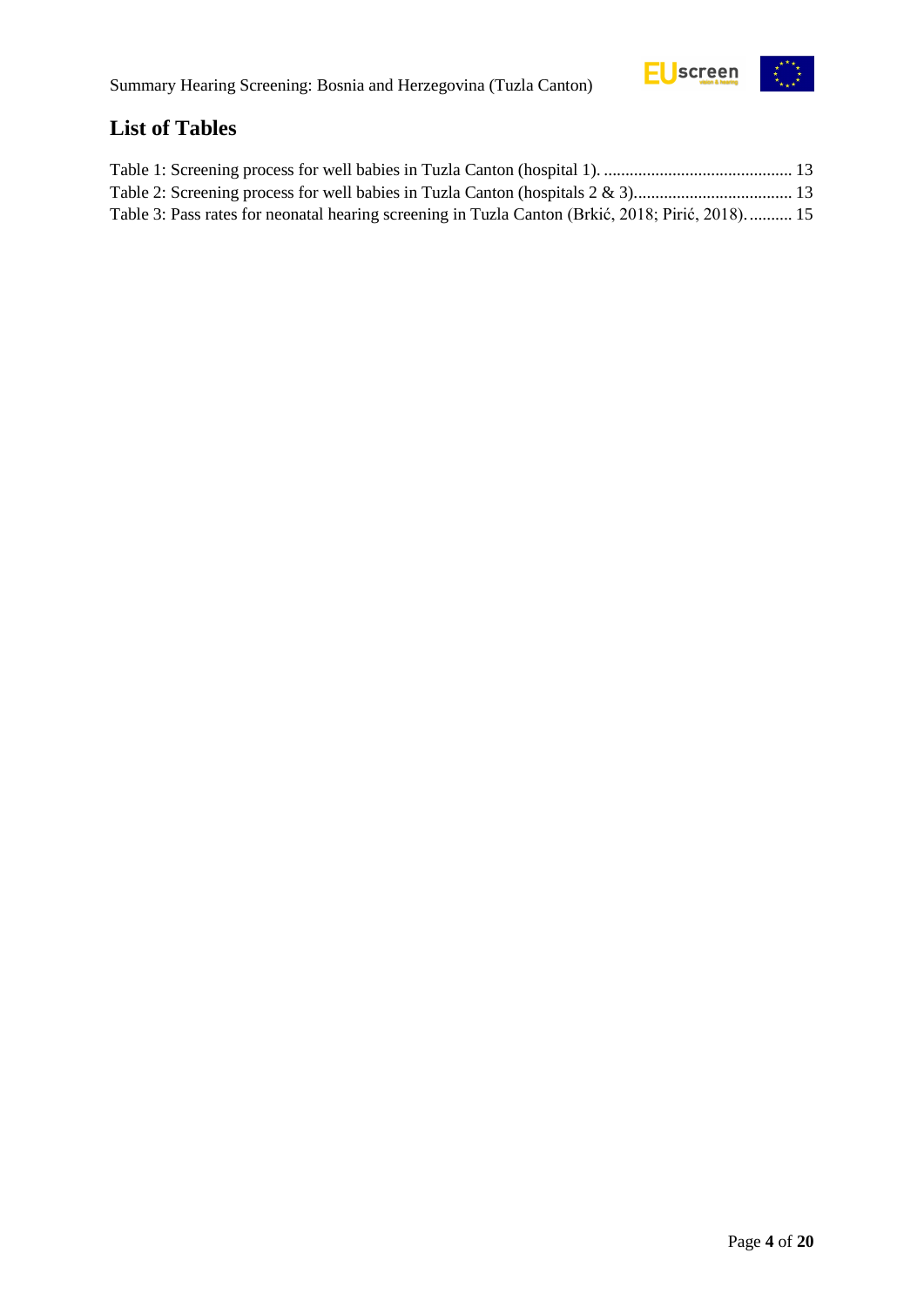## List of Tables

Table 1: Screening process for well babies in Tuzla Canton (hospital 1). ............................................ 13
Table 2: Screening process for well babies in Tuzla Canton (hospitals 2 & 3).................................... 13
Table 3: Pass rates for neonatal hearing screening in Tuzla Canton (Brkić, 2018; Pirić, 2018). .......... 15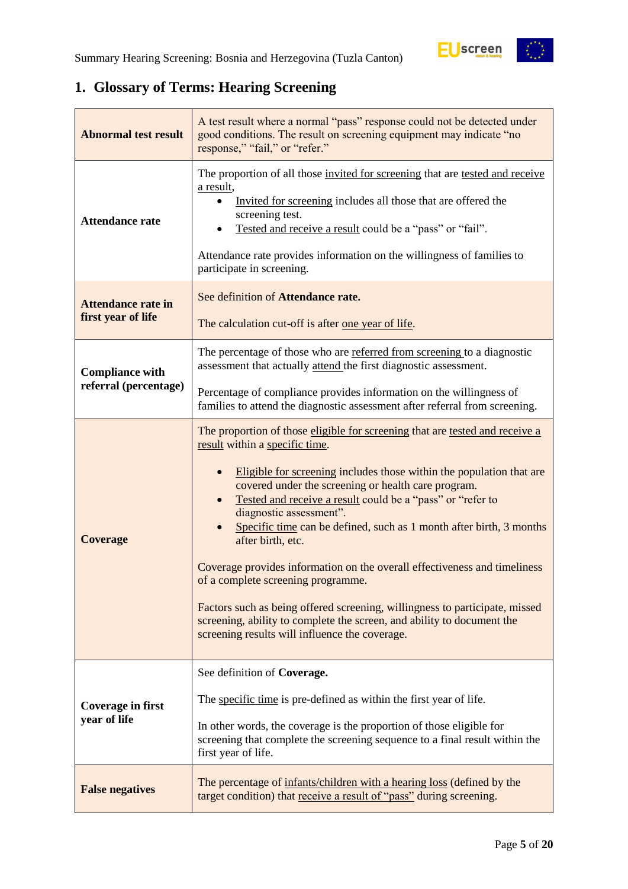## 1. Glossary of Terms: Hearing Screening

| Term | Definition |
|---|---|
| **Abnormal test result** | A test result where a normal "pass" response could not be detected under good conditions. The result on screening equipment may indicate "no response," "fail," or "refer." |
| **Attendance rate** | The proportion of all those invited for screening that are tested and receive a result,<br>• Invited for screening includes all those that are offered the screening test.<br>• Tested and receive a result could be a "pass" or "fail".<br><br>Attendance rate provides information on the willingness of families to participate in screening. |
| **Attendance rate in first year of life** | See definition of **Attendance rate.**<br><br>The calculation cut-off is after one year of life. |
| **Compliance with referral (percentage)** | The percentage of those who are referred from screening to a diagnostic assessment that actually attend the first diagnostic assessment.<br><br>Percentage of compliance provides information on the willingness of families to attend the diagnostic assessment after referral from screening. |
| **Coverage** | The proportion of those eligible for screening that are tested and receive a result within a specific time.<br><br>• Eligible for screening includes those within the population that are covered under the screening or health care program.<br>• Tested and receive a result could be a "pass" or "refer to diagnostic assessment".<br>• Specific time can be defined, such as 1 month after birth, 3 months after birth, etc.<br><br>Coverage provides information on the overall effectiveness and timeliness of a complete screening programme.<br><br>Factors such as being offered screening, willingness to participate, missed screening, ability to complete the screen, and ability to document the screening results will influence the coverage. |
| **Coverage in first year of life** | See definition of **Coverage.**<br><br>The specific time is pre-defined as within the first year of life.<br><br>In other words, the coverage is the proportion of those eligible for screening that complete the screening sequence to a final result within the first year of life. |
| **False negatives** | The percentage of infants/children with a hearing loss (defined by the target condition) that receive a result of "pass" during screening. |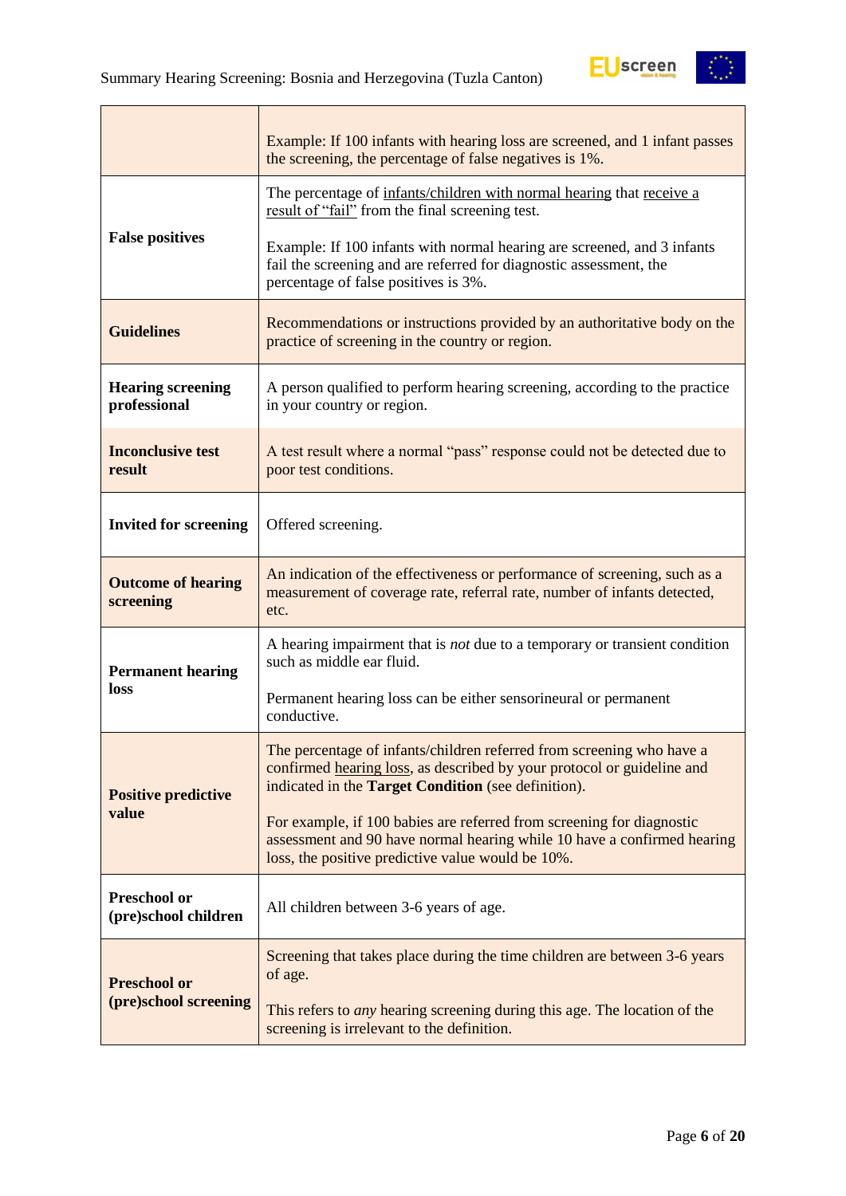| | |
|---|---|
| | Example: If 100 infants with hearing loss are screened, and 1 infant passes the screening, the percentage of false negatives is 1%. |
| **False positives** | The percentage of infants/children with normal hearing that receive a result of "fail" from the final screening test.<br><br>Example: If 100 infants with normal hearing are screened, and 3 infants fail the screening and are referred for diagnostic assessment, the percentage of false positives is 3%. |
| **Guidelines** | Recommendations or instructions provided by an authoritative body on the practice of screening in the country or region. |
| **Hearing screening professional** | A person qualified to perform hearing screening, according to the practice in your country or region. |
| **Inconclusive test result** | A test result where a normal "pass" response could not be detected due to poor test conditions. |
| **Invited for screening** | Offered screening. |
| **Outcome of hearing screening** | An indication of the effectiveness or performance of screening, such as a measurement of coverage rate, referral rate, number of infants detected, etc. |
| **Permanent hearing loss** | A hearing impairment that is *not* due to a temporary or transient condition such as middle ear fluid.<br><br>Permanent hearing loss can be either sensorineural or permanent conductive. |
| **Positive predictive value** | The percentage of infants/children referred from screening who have a confirmed hearing loss, as described by your protocol or guideline and indicated in the **Target Condition** (see definition).<br><br>For example, if 100 babies are referred from screening for diagnostic assessment and 90 have normal hearing while 10 have a confirmed hearing loss, the positive predictive value would be 10%. |
| **Preschool or (pre)school children** | All children between 3-6 years of age. |
| **Preschool or (pre)school screening** | Screening that takes place during the time children are between 3-6 years of age.<br><br>This refers to *any* hearing screening during this age. The location of the screening is irrelevant to the definition. |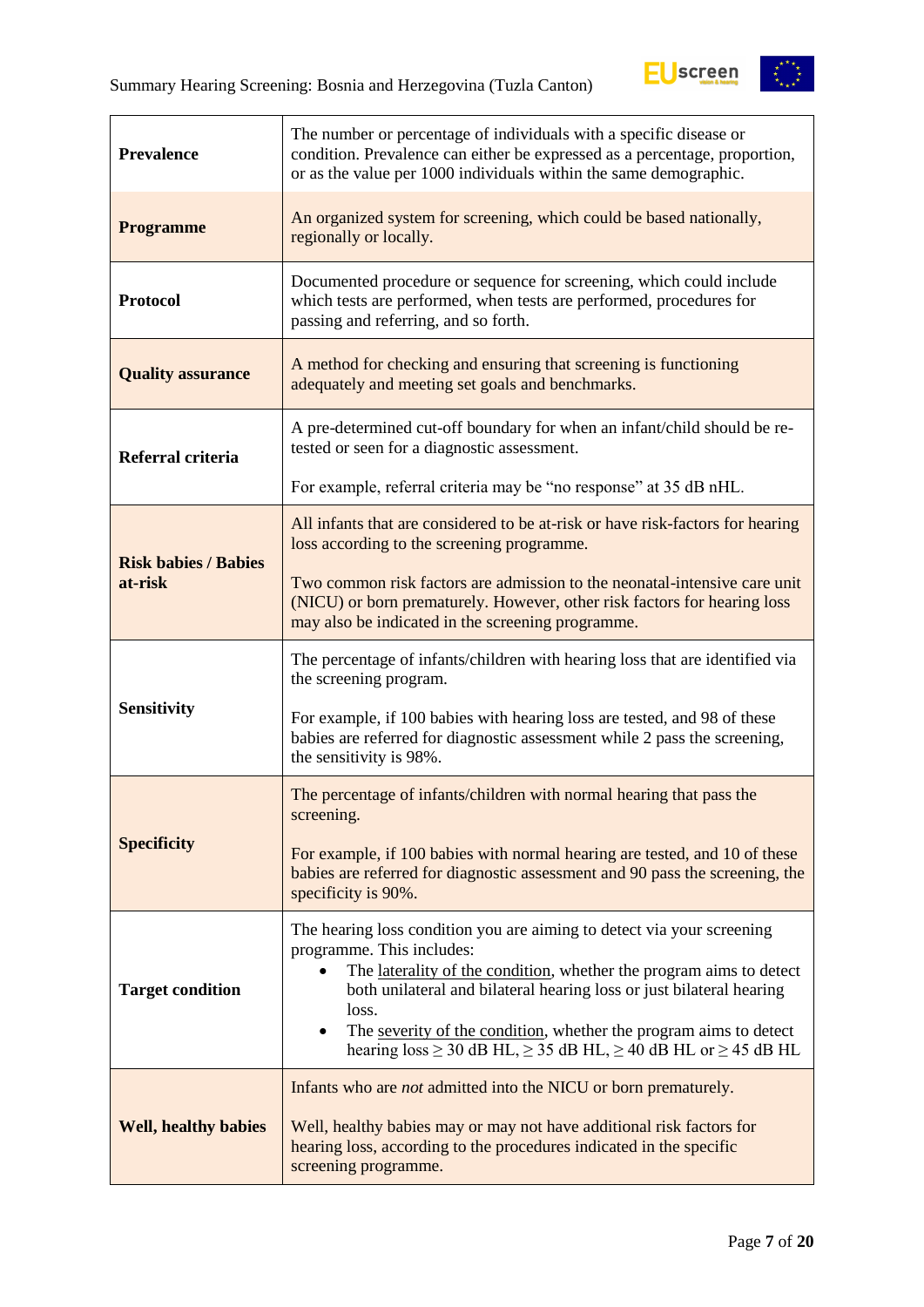| | |
|---|---|
| **Prevalence** | The number or percentage of individuals with a specific disease or condition. Prevalence can either be expressed as a percentage, proportion, or as the value per 1000 individuals within the same demographic. |
| **Programme** | An organized system for screening, which could be based nationally, regionally or locally. |
| **Protocol** | Documented procedure or sequence for screening, which could include which tests are performed, when tests are performed, procedures for passing and referring, and so forth. |
| **Quality assurance** | A method for checking and ensuring that screening is functioning adequately and meeting set goals and benchmarks. |
| **Referral criteria** | A pre-determined cut-off boundary for when an infant/child should be re-tested or seen for a diagnostic assessment.<br><br>For example, referral criteria may be “no response” at 35 dB nHL. |
| **Risk babies / Babies at-risk** | All infants that are considered to be at-risk or have risk-factors for hearing loss according to the screening programme.<br><br>Two common risk factors are admission to the neonatal-intensive care unit (NICU) or born prematurely. However, other risk factors for hearing loss may also be indicated in the screening programme. |
| **Sensitivity** | The percentage of infants/children with hearing loss that are identified via the screening program.<br><br>For example, if 100 babies with hearing loss are tested, and 98 of these babies are referred for diagnostic assessment while 2 pass the screening, the sensitivity is 98%. |
| **Specificity** | The percentage of infants/children with normal hearing that pass the screening.<br><br>For example, if 100 babies with normal hearing are tested, and 10 of these babies are referred for diagnostic assessment and 90 pass the screening, the specificity is 90%. |
| **Target condition** | The hearing loss condition you are aiming to detect via your screening programme. This includes:<br>• The laterality of the condition, whether the program aims to detect both unilateral and bilateral hearing loss or just bilateral hearing loss.<br>• The severity of the condition, whether the program aims to detect hearing loss ≥ 30 dB HL, ≥ 35 dB HL, ≥ 40 dB HL or ≥ 45 dB HL |
| **Well, healthy babies** | Infants who are *not* admitted into the NICU or born prematurely.<br><br>Well, healthy babies may or may not have additional risk factors for hearing loss, according to the procedures indicated in the specific screening programme. |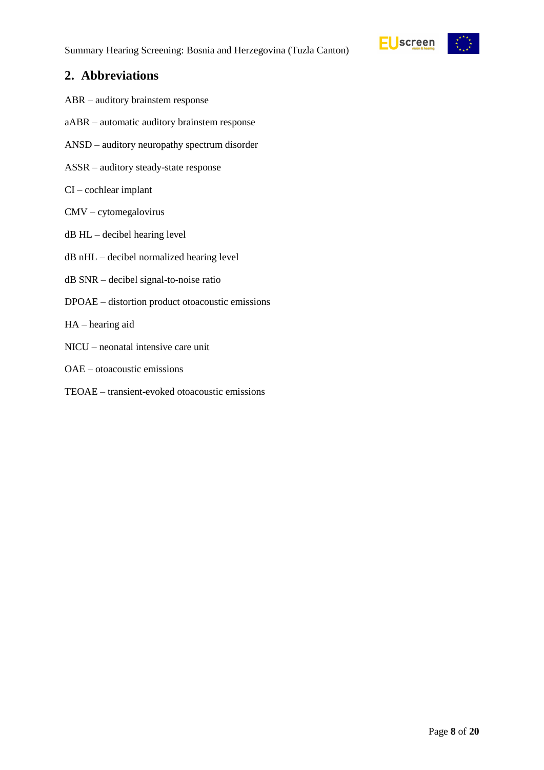## 2. Abbreviations

ABR – auditory brainstem response

aABR – automatic auditory brainstem response

ANSD – auditory neuropathy spectrum disorder

ASSR – auditory steady-state response

CI – cochlear implant

CMV – cytomegalovirus

dB HL – decibel hearing level

dB nHL – decibel normalized hearing level

dB SNR – decibel signal-to-noise ratio

DPOAE – distortion product otoacoustic emissions

HA – hearing aid

NICU – neonatal intensive care unit

OAE – otoacoustic emissions

TEOAE – transient-evoked otoacoustic emissions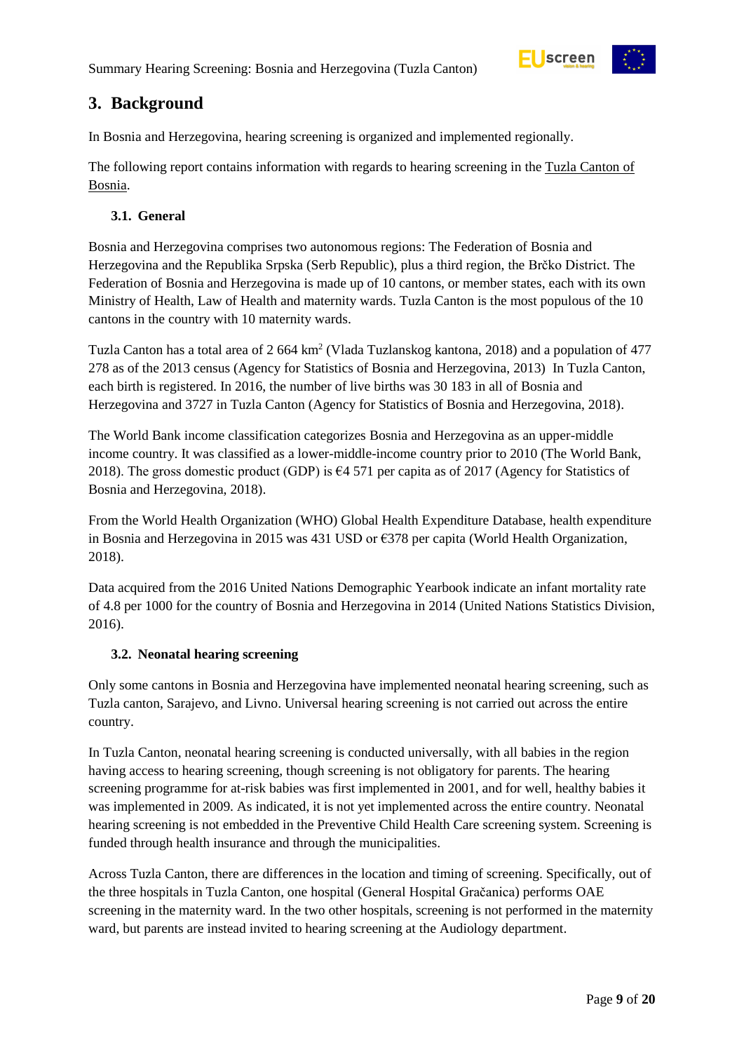## 3. Background

In Bosnia and Herzegovina, hearing screening is organized and implemented regionally.

The following report contains information with regards to hearing screening in the Tuzla Canton of Bosnia.

### 3.1. General

Bosnia and Herzegovina comprises two autonomous regions: The Federation of Bosnia and Herzegovina and the Republika Srpska (Serb Republic), plus a third region, the Brčko District. The Federation of Bosnia and Herzegovina is made up of 10 cantons, or member states, each with its own Ministry of Health, Law of Health and maternity wards. Tuzla Canton is the most populous of the 10 cantons in the country with 10 maternity wards.

Tuzla Canton has a total area of 2 664 km$^2$ (Vlada Tuzlanskog kantona, 2018) and a population of 477 278 as of the 2013 census (Agency for Statistics of Bosnia and Herzegovina, 2013)  In Tuzla Canton, each birth is registered. In 2016, the number of live births was 30 183 in all of Bosnia and Herzegovina and 3727 in Tuzla Canton (Agency for Statistics of Bosnia and Herzegovina, 2018).

The World Bank income classification categorizes Bosnia and Herzegovina as an upper-middle income country. It was classified as a lower-middle-income country prior to 2010 (The World Bank, 2018). The gross domestic product (GDP) is €4 571 per capita as of 2017 (Agency for Statistics of Bosnia and Herzegovina, 2018).

From the World Health Organization (WHO) Global Health Expenditure Database, health expenditure in Bosnia and Herzegovina in 2015 was 431 USD or €378 per capita (World Health Organization, 2018).

Data acquired from the 2016 United Nations Demographic Yearbook indicate an infant mortality rate of 4.8 per 1000 for the country of Bosnia and Herzegovina in 2014 (United Nations Statistics Division, 2016).

### 3.2. Neonatal hearing screening

Only some cantons in Bosnia and Herzegovina have implemented neonatal hearing screening, such as Tuzla canton, Sarajevo, and Livno. Universal hearing screening is not carried out across the entire country.

In Tuzla Canton, neonatal hearing screening is conducted universally, with all babies in the region having access to hearing screening, though screening is not obligatory for parents. The hearing screening programme for at-risk babies was first implemented in 2001, and for well, healthy babies it was implemented in 2009. As indicated, it is not yet implemented across the entire country. Neonatal hearing screening is not embedded in the Preventive Child Health Care screening system. Screening is funded through health insurance and through the municipalities.

Across Tuzla Canton, there are differences in the location and timing of screening. Specifically, out of the three hospitals in Tuzla Canton, one hospital (General Hospital Gračanica) performs OAE screening in the maternity ward. In the two other hospitals, screening is not performed in the maternity ward, but parents are instead invited to hearing screening at the Audiology department.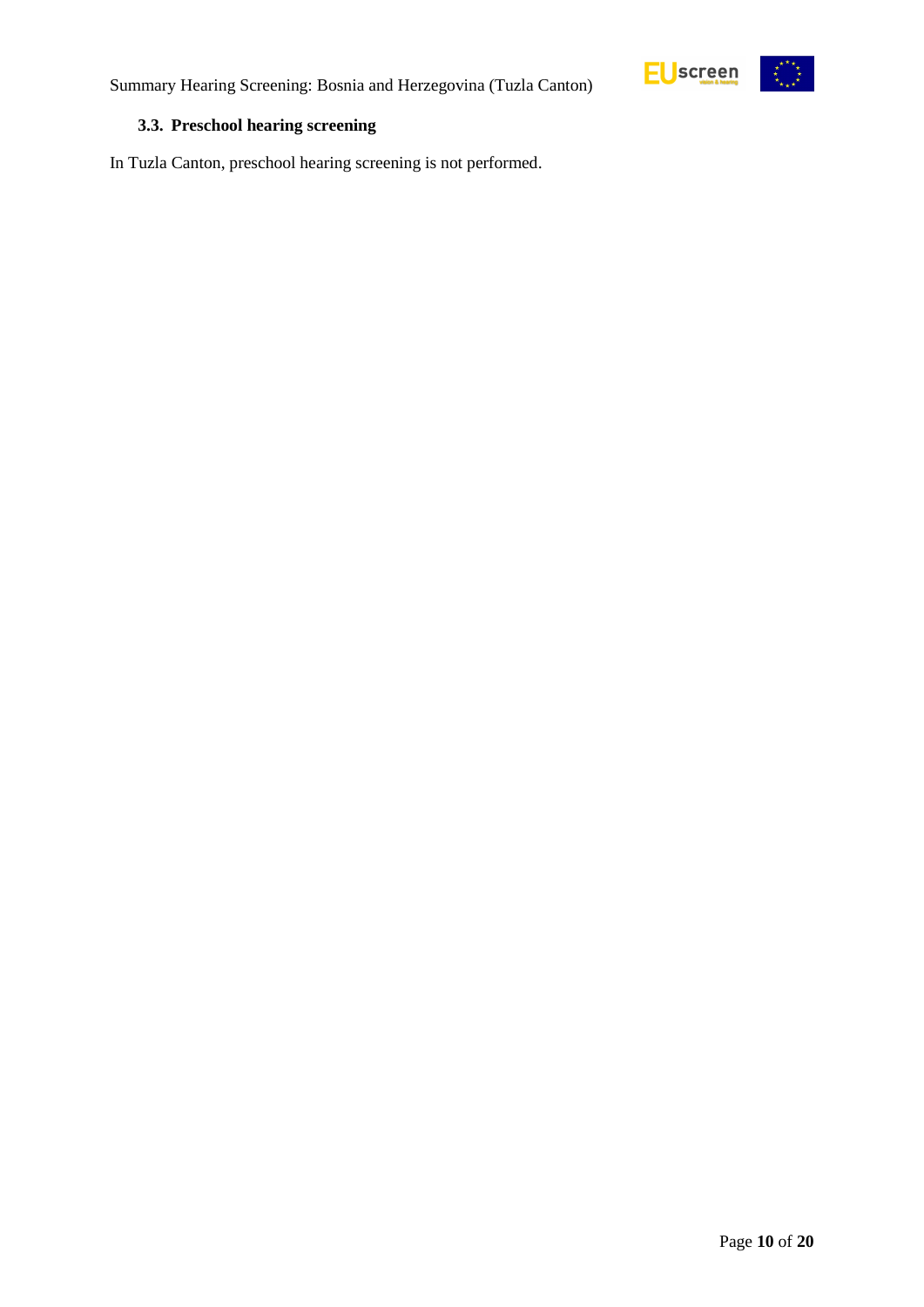### 3.3. Preschool hearing screening

In Tuzla Canton, preschool hearing screening is not performed.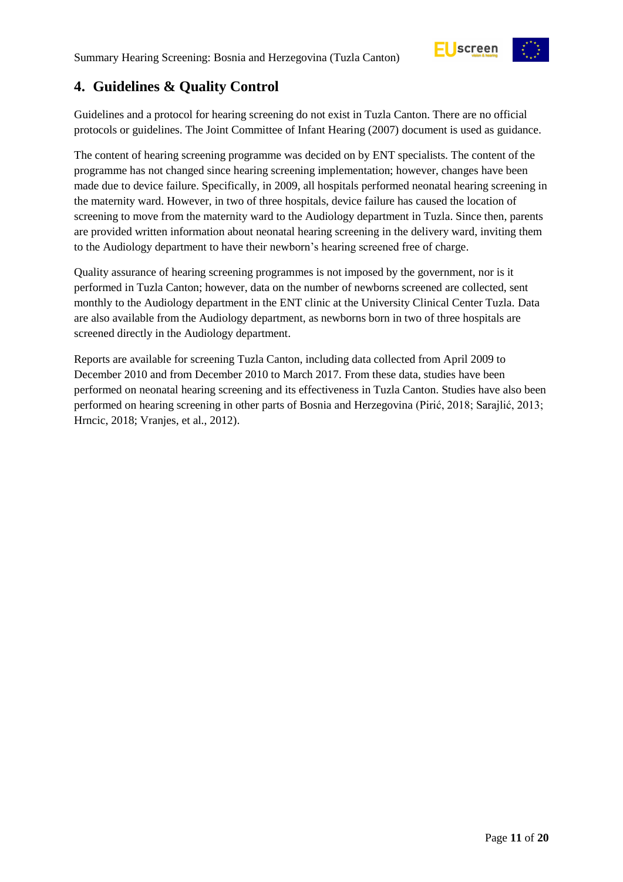## 4. Guidelines & Quality Control

Guidelines and a protocol for hearing screening do not exist in Tuzla Canton. There are no official protocols or guidelines. The Joint Committee of Infant Hearing (2007) document is used as guidance.

The content of hearing screening programme was decided on by ENT specialists. The content of the programme has not changed since hearing screening implementation; however, changes have been made due to device failure. Specifically, in 2009, all hospitals performed neonatal hearing screening in the maternity ward. However, in two of three hospitals, device failure has caused the location of screening to move from the maternity ward to the Audiology department in Tuzla. Since then, parents are provided written information about neonatal hearing screening in the delivery ward, inviting them to the Audiology department to have their newborn's hearing screened free of charge.

Quality assurance of hearing screening programmes is not imposed by the government, nor is it performed in Tuzla Canton; however, data on the number of newborns screened are collected, sent monthly to the Audiology department in the ENT clinic at the University Clinical Center Tuzla. Data are also available from the Audiology department, as newborns born in two of three hospitals are screened directly in the Audiology department.

Reports are available for screening Tuzla Canton, including data collected from April 2009 to December 2010 and from December 2010 to March 2017. From these data, studies have been performed on neonatal hearing screening and its effectiveness in Tuzla Canton. Studies have also been performed on hearing screening in other parts of Bosnia and Herzegovina (Pirić, 2018; Sarajlić, 2013; Hrncic, 2018; Vranjes, et al., 2012).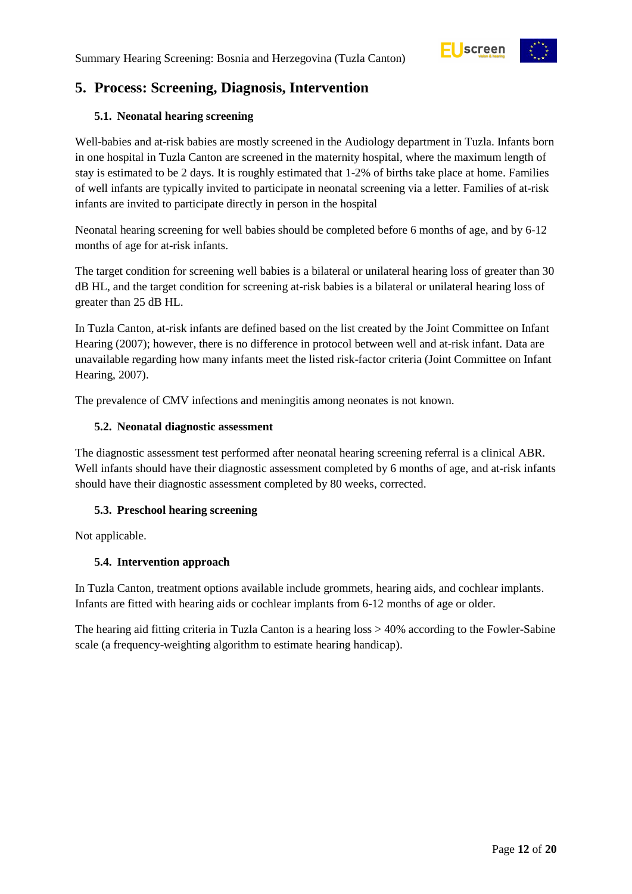## 5. Process: Screening, Diagnosis, Intervention

### 5.1. Neonatal hearing screening

Well-babies and at-risk babies are mostly screened in the Audiology department in Tuzla. Infants born in one hospital in Tuzla Canton are screened in the maternity hospital, where the maximum length of stay is estimated to be 2 days. It is roughly estimated that 1-2% of births take place at home. Families of well infants are typically invited to participate in neonatal screening via a letter. Families of at-risk infants are invited to participate directly in person in the hospital

Neonatal hearing screening for well babies should be completed before 6 months of age, and by 6-12 months of age for at-risk infants.

The target condition for screening well babies is a bilateral or unilateral hearing loss of greater than 30 dB HL, and the target condition for screening at-risk babies is a bilateral or unilateral hearing loss of greater than 25 dB HL.

In Tuzla Canton, at-risk infants are defined based on the list created by the Joint Committee on Infant Hearing (2007); however, there is no difference in protocol between well and at-risk infant. Data are unavailable regarding how many infants meet the listed risk-factor criteria (Joint Committee on Infant Hearing, 2007).

The prevalence of CMV infections and meningitis among neonates is not known.

### 5.2. Neonatal diagnostic assessment

The diagnostic assessment test performed after neonatal hearing screening referral is a clinical ABR. Well infants should have their diagnostic assessment completed by 6 months of age, and at-risk infants should have their diagnostic assessment completed by 80 weeks, corrected.

### 5.3. Preschool hearing screening

Not applicable.

### 5.4. Intervention approach

In Tuzla Canton, treatment options available include grommets, hearing aids, and cochlear implants. Infants are fitted with hearing aids or cochlear implants from 6-12 months of age or older.

The hearing aid fitting criteria in Tuzla Canton is a hearing loss > 40% according to the Fowler-Sabine scale (a frequency-weighting algorithm to estimate hearing handicap).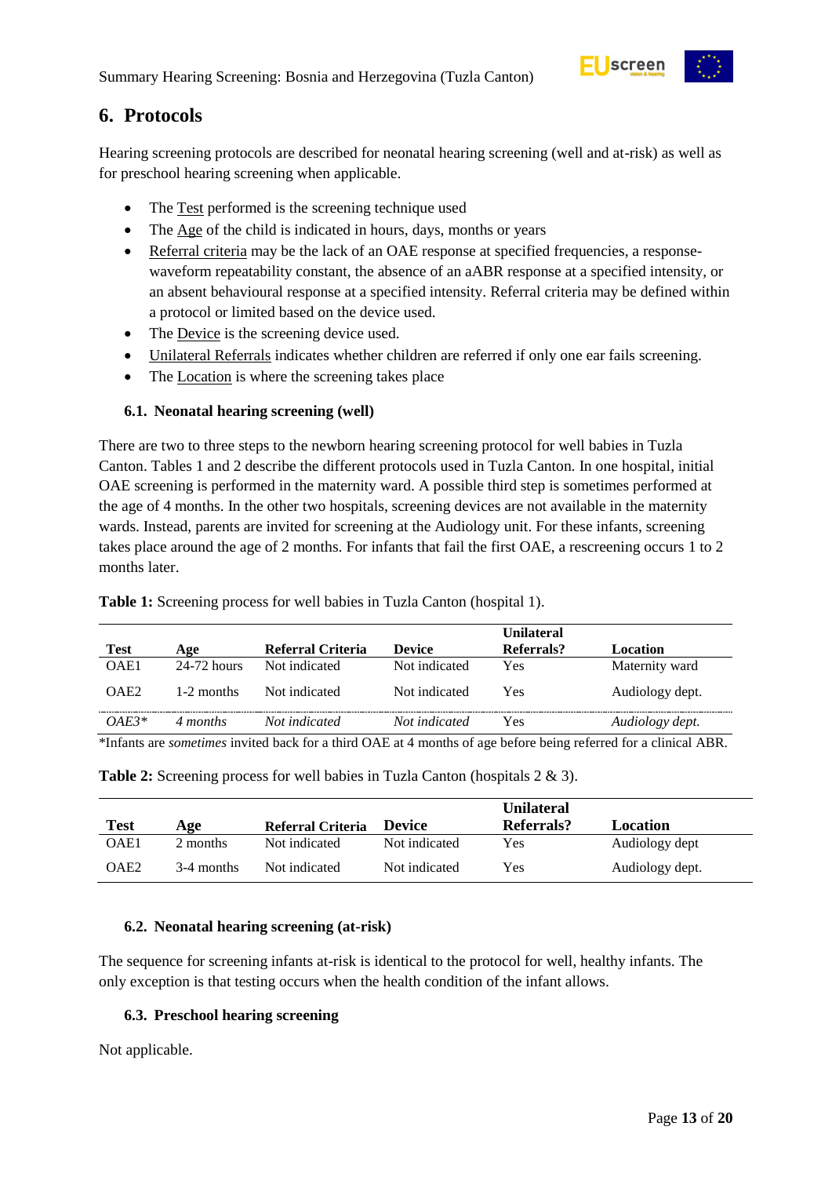## 6. Protocols

Hearing screening protocols are described for neonatal hearing screening (well and at-risk) as well as for preschool hearing screening when applicable.

- The Test performed is the screening technique used
- The Age of the child is indicated in hours, days, months or years
- Referral criteria may be the lack of an OAE response at specified frequencies, a response-waveform repeatability constant, the absence of an aABR response at a specified intensity, or an absent behavioural response at a specified intensity. Referral criteria may be defined within a protocol or limited based on the device used.
- The Device is the screening device used.
- Unilateral Referrals indicates whether children are referred if only one ear fails screening.
- The Location is where the screening takes place

### 6.1. Neonatal hearing screening (well)

There are two to three steps to the newborn hearing screening protocol for well babies in Tuzla Canton. Tables 1 and 2 describe the different protocols used in Tuzla Canton. In one hospital, initial OAE screening is performed in the maternity ward. A possible third step is sometimes performed at the age of 4 months. In the other two hospitals, screening devices are not available in the maternity wards. Instead, parents are invited for screening at the Audiology unit. For these infants, screening takes place around the age of 2 months. For infants that fail the first OAE, a rescreening occurs 1 to 2 months later.

**Table 1:** Screening process for well babies in Tuzla Canton (hospital 1).

| Test | Age | Referral Criteria | Device | Unilateral Referrals? | Location |
|---|---|---|---|---|---|
| OAE1 | 24-72 hours | Not indicated | Not indicated | Yes | Maternity ward |
| OAE2 | 1-2 months | Not indicated | Not indicated | Yes | Audiology dept. |
| *OAE3** | *4 months* | *Not indicated* | *Not indicated* | Yes | *Audiology dept.* |

*Infants are *sometimes* invited back for a third OAE at 4 months of age before being referred for a clinical ABR.

**Table 2:** Screening process for well babies in Tuzla Canton (hospitals 2 & 3).

| Test | Age | Referral Criteria | Device | Unilateral Referrals? | Location |
|---|---|---|---|---|---|
| OAE1 | 2 months | Not indicated | Not indicated | Yes | Audiology dept |
| OAE2 | 3-4 months | Not indicated | Not indicated | Yes | Audiology dept. |

### 6.2. Neonatal hearing screening (at-risk)

The sequence for screening infants at-risk is identical to the protocol for well, healthy infants. The only exception is that testing occurs when the health condition of the infant allows.

### 6.3. Preschool hearing screening

Not applicable.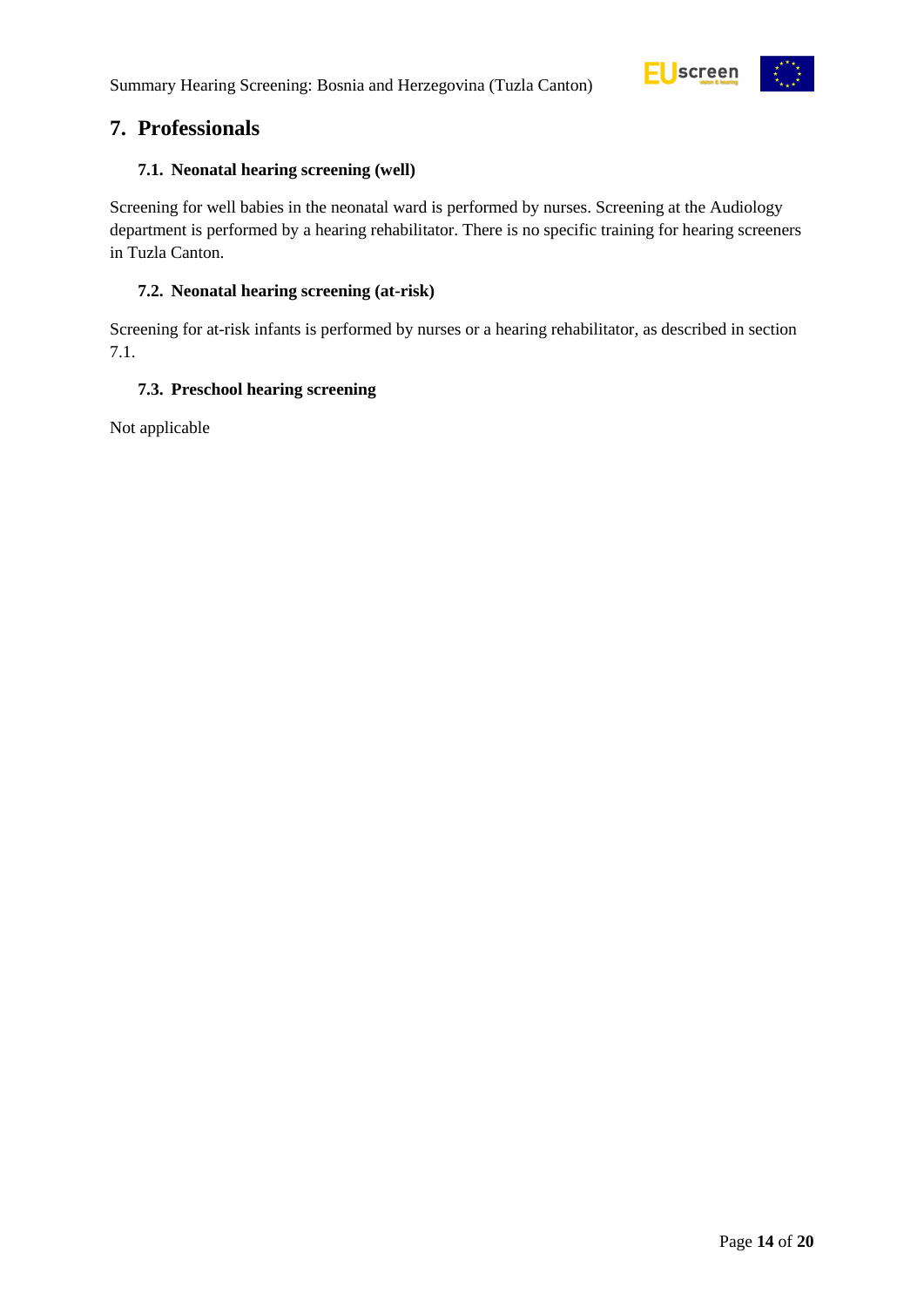## 7. Professionals

### 7.1. Neonatal hearing screening (well)

Screening for well babies in the neonatal ward is performed by nurses. Screening at the Audiology department is performed by a hearing rehabilitator. There is no specific training for hearing screeners in Tuzla Canton.

### 7.2. Neonatal hearing screening (at-risk)

Screening for at-risk infants is performed by nurses or a hearing rehabilitator, as described in section 7.1.

### 7.3. Preschool hearing screening

Not applicable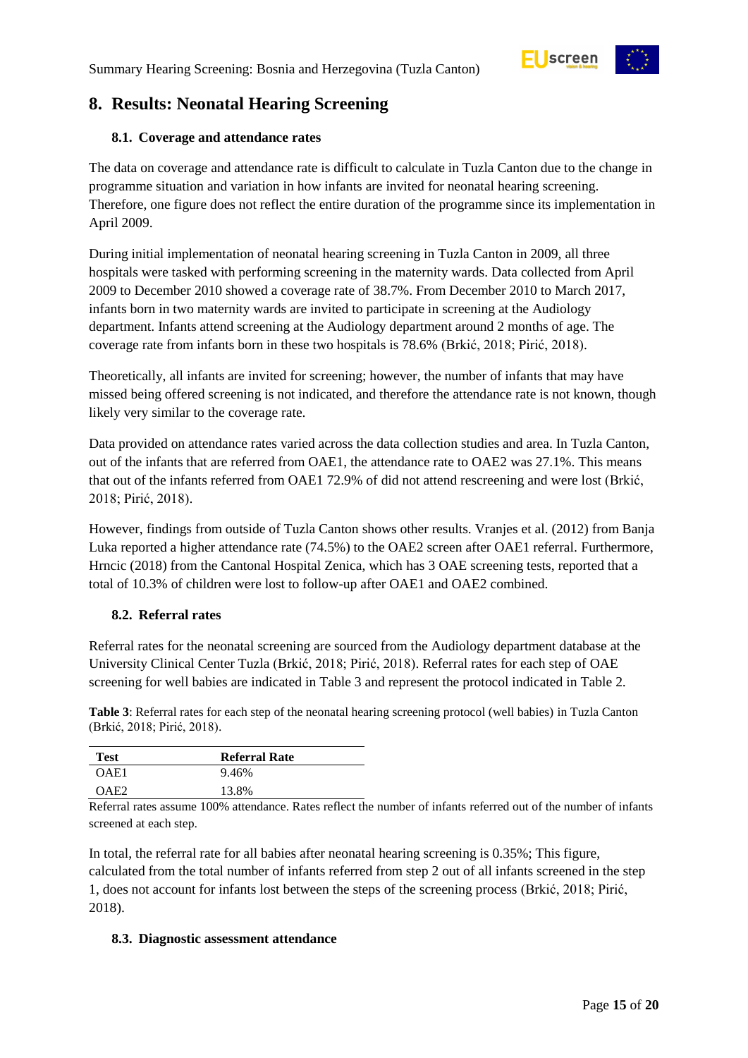## 8. Results: Neonatal Hearing Screening

### 8.1. Coverage and attendance rates

The data on coverage and attendance rate is difficult to calculate in Tuzla Canton due to the change in programme situation and variation in how infants are invited for neonatal hearing screening. Therefore, one figure does not reflect the entire duration of the programme since its implementation in April 2009.

During initial implementation of neonatal hearing screening in Tuzla Canton in 2009, all three hospitals were tasked with performing screening in the maternity wards. Data collected from April 2009 to December 2010 showed a coverage rate of 38.7%. From December 2010 to March 2017, infants born in two maternity wards are invited to participate in screening at the Audiology department. Infants attend screening at the Audiology department around 2 months of age. The coverage rate from infants born in these two hospitals is 78.6% (Brkić, 2018; Pirić, 2018).

Theoretically, all infants are invited for screening; however, the number of infants that may have missed being offered screening is not indicated, and therefore the attendance rate is not known, though likely very similar to the coverage rate.

Data provided on attendance rates varied across the data collection studies and area. In Tuzla Canton, out of the infants that are referred from OAE1, the attendance rate to OAE2 was 27.1%. This means that out of the infants referred from OAE1 72.9% of did not attend rescreening and were lost (Brkić, 2018; Pirić, 2018).

However, findings from outside of Tuzla Canton shows other results. Vranjes et al. (2012) from Banja Luka reported a higher attendance rate (74.5%) to the OAE2 screen after OAE1 referral. Furthermore, Hrncic (2018) from the Cantonal Hospital Zenica, which has 3 OAE screening tests, reported that a total of 10.3% of children were lost to follow-up after OAE1 and OAE2 combined.

### 8.2. Referral rates

Referral rates for the neonatal screening are sourced from the Audiology department database at the University Clinical Center Tuzla (Brkić, 2018; Pirić, 2018). Referral rates for each step of OAE screening for well babies are indicated in Table 3 and represent the protocol indicated in Table 2.

**Table 3**: Referral rates for each step of the neonatal hearing screening protocol (well babies) in Tuzla Canton (Brkić, 2018; Pirić, 2018).

| Test | Referral Rate |
|---|---|
| OAE1 | 9.46% |
| OAE2 | 13.8% |

Referral rates assume 100% attendance. Rates reflect the number of infants referred out of the number of infants screened at each step.

In total, the referral rate for all babies after neonatal hearing screening is 0.35%; This figure, calculated from the total number of infants referred from step 2 out of all infants screened in the step 1, does not account for infants lost between the steps of the screening process (Brkić, 2018; Pirić, 2018).

### 8.3. Diagnostic assessment attendance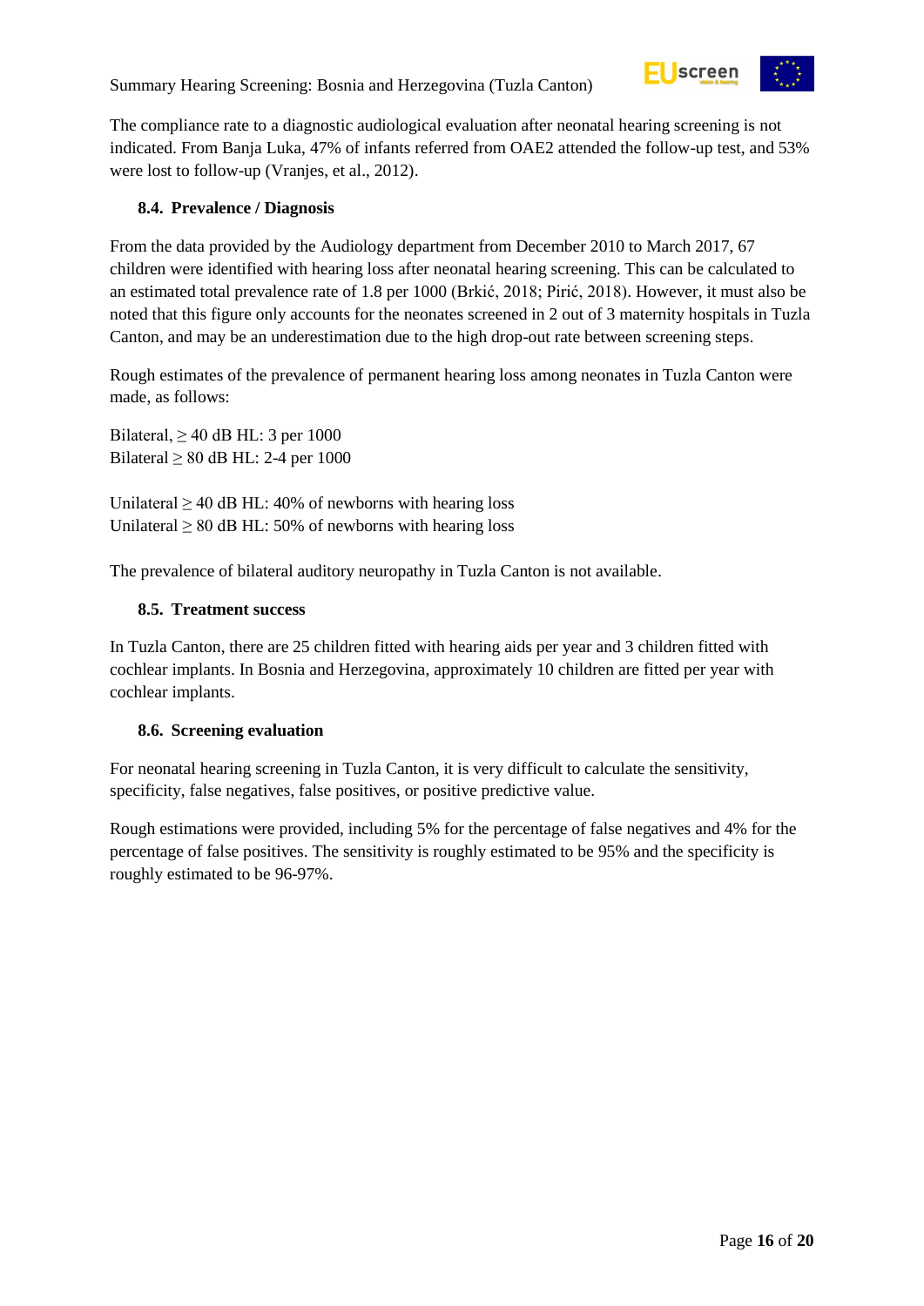The compliance rate to a diagnostic audiological evaluation after neonatal hearing screening is not indicated. From Banja Luka, 47% of infants referred from OAE2 attended the follow-up test, and 53% were lost to follow-up (Vranjes, et al., 2012).

### 8.4. Prevalence / Diagnosis

From the data provided by the Audiology department from December 2010 to March 2017, 67 children were identified with hearing loss after neonatal hearing screening. This can be calculated to an estimated total prevalence rate of 1.8 per 1000 (Brkić, 2018; Pirić, 2018). However, it must also be noted that this figure only accounts for the neonates screened in 2 out of 3 maternity hospitals in Tuzla Canton, and may be an underestimation due to the high drop-out rate between screening steps.

Rough estimates of the prevalence of permanent hearing loss among neonates in Tuzla Canton were made, as follows:

Bilateral, ≥ 40 dB HL: 3 per 1000
Bilateral ≥ 80 dB HL: 2-4 per 1000

Unilateral ≥ 40 dB HL: 40% of newborns with hearing loss
Unilateral ≥ 80 dB HL: 50% of newborns with hearing loss

The prevalence of bilateral auditory neuropathy in Tuzla Canton is not available.

### 8.5. Treatment success

In Tuzla Canton, there are 25 children fitted with hearing aids per year and 3 children fitted with cochlear implants. In Bosnia and Herzegovina, approximately 10 children are fitted per year with cochlear implants.

### 8.6. Screening evaluation

For neonatal hearing screening in Tuzla Canton, it is very difficult to calculate the sensitivity, specificity, false negatives, false positives, or positive predictive value.

Rough estimations were provided, including 5% for the percentage of false negatives and 4% for the percentage of false positives. The sensitivity is roughly estimated to be 95% and the specificity is roughly estimated to be 96-97%.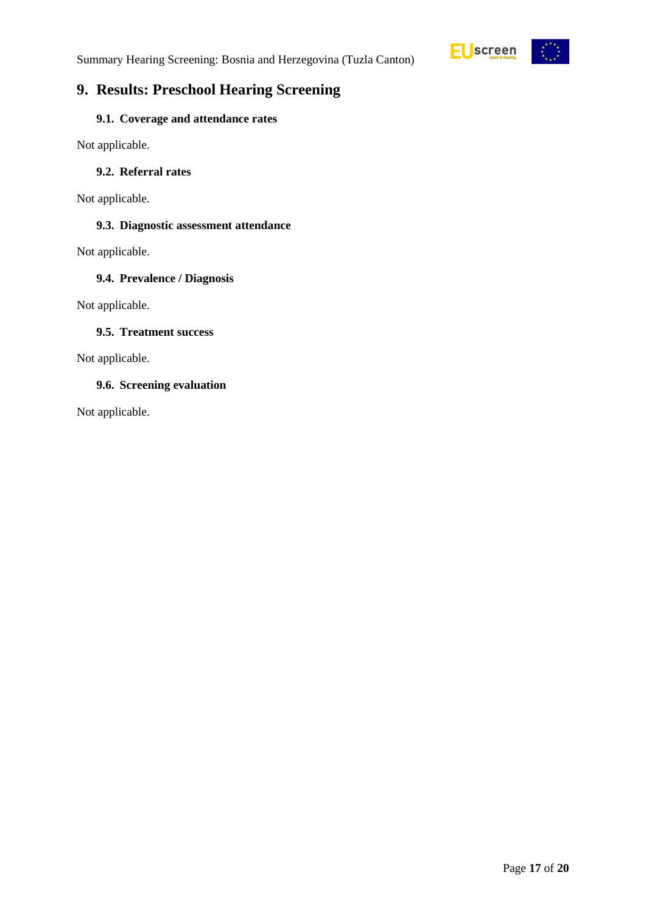# 9. Results: Preschool Hearing Screening

## 9.1. Coverage and attendance rates

Not applicable.

## 9.2. Referral rates

Not applicable.

## 9.3. Diagnostic assessment attendance

Not applicable.

## 9.4. Prevalence / Diagnosis

Not applicable.

## 9.5. Treatment success

Not applicable.

## 9.6. Screening evaluation

Not applicable.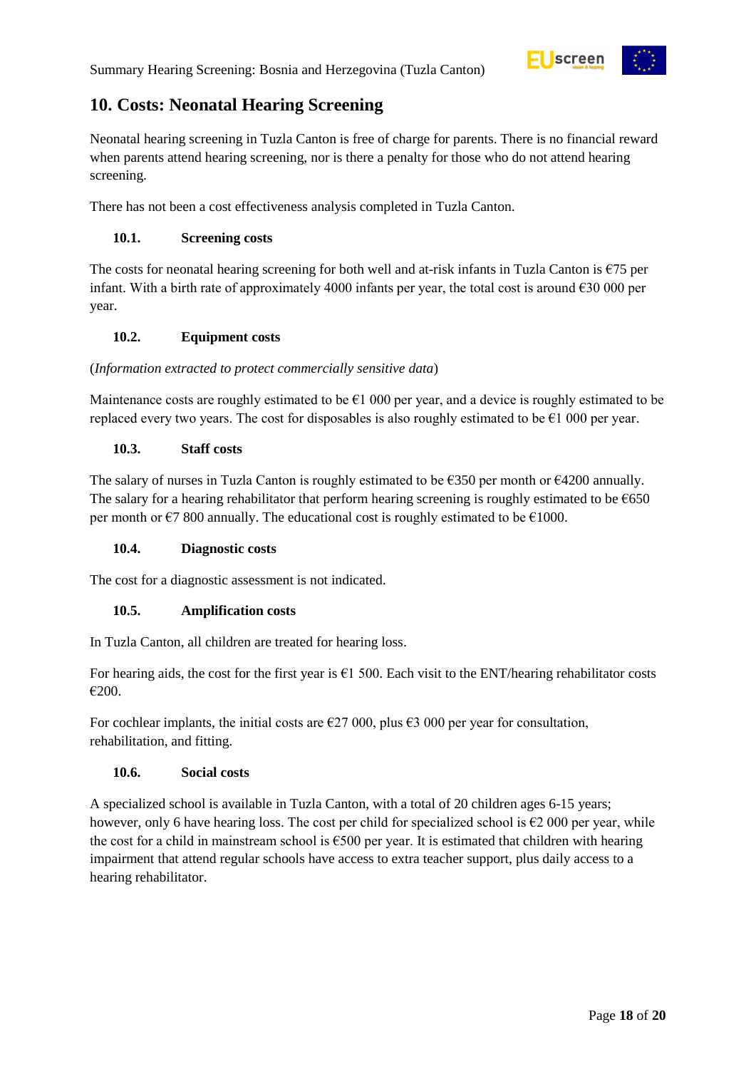## 10. Costs: Neonatal Hearing Screening

Neonatal hearing screening in Tuzla Canton is free of charge for parents. There is no financial reward when parents attend hearing screening, nor is there a penalty for those who do not attend hearing screening.

There has not been a cost effectiveness analysis completed in Tuzla Canton.

### 10.1. Screening costs

The costs for neonatal hearing screening for both well and at-risk infants in Tuzla Canton is €75 per infant. With a birth rate of approximately 4000 infants per year, the total cost is around €30 000 per year.

### 10.2. Equipment costs

(*Information extracted to protect commercially sensitive data*)

Maintenance costs are roughly estimated to be €1 000 per year, and a device is roughly estimated to be replaced every two years. The cost for disposables is also roughly estimated to be €1 000 per year.

### 10.3. Staff costs

The salary of nurses in Tuzla Canton is roughly estimated to be €350 per month or €4200 annually. The salary for a hearing rehabilitator that perform hearing screening is roughly estimated to be €650 per month or €7 800 annually. The educational cost is roughly estimated to be €1000.

### 10.4. Diagnostic costs

The cost for a diagnostic assessment is not indicated.

### 10.5. Amplification costs

In Tuzla Canton, all children are treated for hearing loss.

For hearing aids, the cost for the first year is €1 500. Each visit to the ENT/hearing rehabilitator costs €200.

For cochlear implants, the initial costs are €27 000, plus €3 000 per year for consultation, rehabilitation, and fitting.

### 10.6. Social costs

A specialized school is available in Tuzla Canton, with a total of 20 children ages 6-15 years; however, only 6 have hearing loss. The cost per child for specialized school is €2 000 per year, while the cost for a child in mainstream school is €500 per year. It is estimated that children with hearing impairment that attend regular schools have access to extra teacher support, plus daily access to a hearing rehabilitator.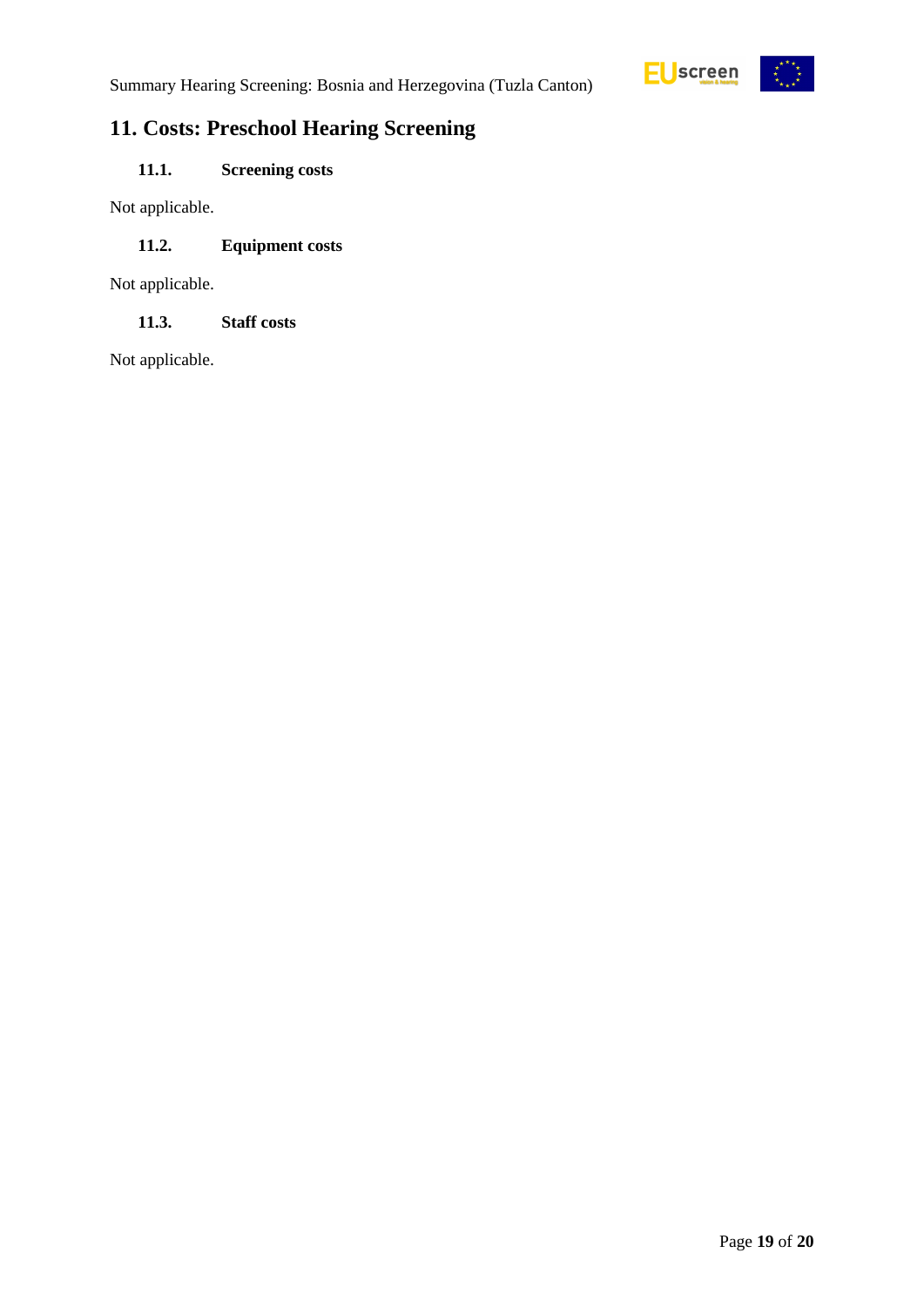# 11. Costs: Preschool Hearing Screening

### 11.1. Screening costs

Not applicable.

### 11.2. Equipment costs

Not applicable.

### 11.3. Staff costs

Not applicable.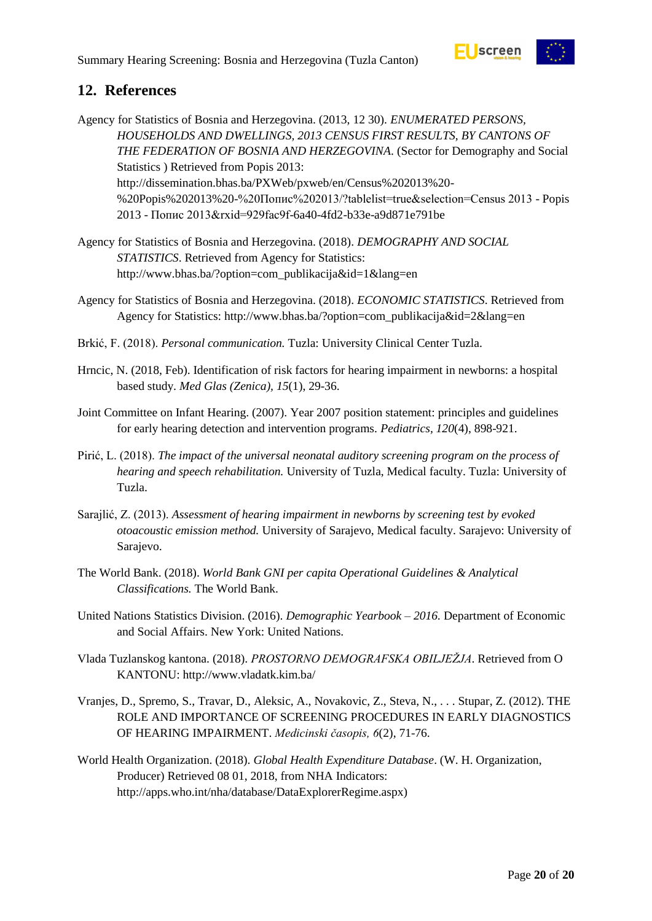## 12. References

Agency for Statistics of Bosnia and Herzegovina. (2013, 12 30). *ENUMERATED PERSONS, HOUSEHOLDS AND DWELLINGS, 2013 CENSUS FIRST RESULTS, BY CANTONS OF THE FEDERATION OF BOSNIA AND HERZEGOVINA.* (Sector for Demography and Social Statistics ) Retrieved from Popis 2013: http://dissemination.bhas.ba/PXWeb/pxweb/en/Census%202013%20-%20Popis%202013%20-%20Попис%202013/?tablelist=true&selection=Census 2013 - Popis 2013 - Попис 2013&rxid=929fac9f-6a40-4fd2-b33e-a9d871e791be

Agency for Statistics of Bosnia and Herzegovina. (2018). *DEMOGRAPHY AND SOCIAL STATISTICS*. Retrieved from Agency for Statistics: http://www.bhas.ba/?option=com_publikacija&id=1&lang=en

Agency for Statistics of Bosnia and Herzegovina. (2018). *ECONOMIC STATISTICS*. Retrieved from Agency for Statistics: http://www.bhas.ba/?option=com_publikacija&id=2&lang=en

Brkić, F. (2018). *Personal communication.* Tuzla: University Clinical Center Tuzla.

Hrncic, N. (2018, Feb). Identification of risk factors for hearing impairment in newborns: a hospital based study. *Med Glas (Zenica), 15*(1), 29-36.

Joint Committee on Infant Hearing. (2007). Year 2007 position statement: principles and guidelines for early hearing detection and intervention programs. *Pediatrics, 120*(4), 898-921.

Pirić, L. (2018). *The impact of the universal neonatal auditory screening program on the process of hearing and speech rehabilitation.* University of Tuzla, Medical faculty. Tuzla: University of Tuzla.

Sarajlić, Z. (2013). *Assessment of hearing impairment in newborns by screening test by evoked otoacoustic emission method.* University of Sarajevo, Medical faculty. Sarajevo: University of Sarajevo.

The World Bank. (2018). *World Bank GNI per capita Operational Guidelines & Analytical Classifications.* The World Bank.

United Nations Statistics Division. (2016). *Demographic Yearbook – 2016.* Department of Economic and Social Affairs. New York: United Nations.

Vlada Tuzlanskog kantona. (2018). *PROSTORNO DEMOGRAFSKA OBILJEŽJA*. Retrieved from O KANTONU: http://www.vladatk.kim.ba/

Vranjes, D., Spremo, S., Travar, D., Aleksic, A., Novakovic, Z., Steva, N., . . . Stupar, Z. (2012). THE ROLE AND IMPORTANCE OF SCREENING PROCEDURES IN EARLY DIAGNOSTICS OF HEARING IMPAIRMENT. *Medicinski časopis, 6*(2), 71-76.

World Health Organization. (2018). *Global Health Expenditure Database*. (W. H. Organization, Producer) Retrieved 08 01, 2018, from NHA Indicators: http://apps.who.int/nha/database/DataExplorerRegime.aspx)